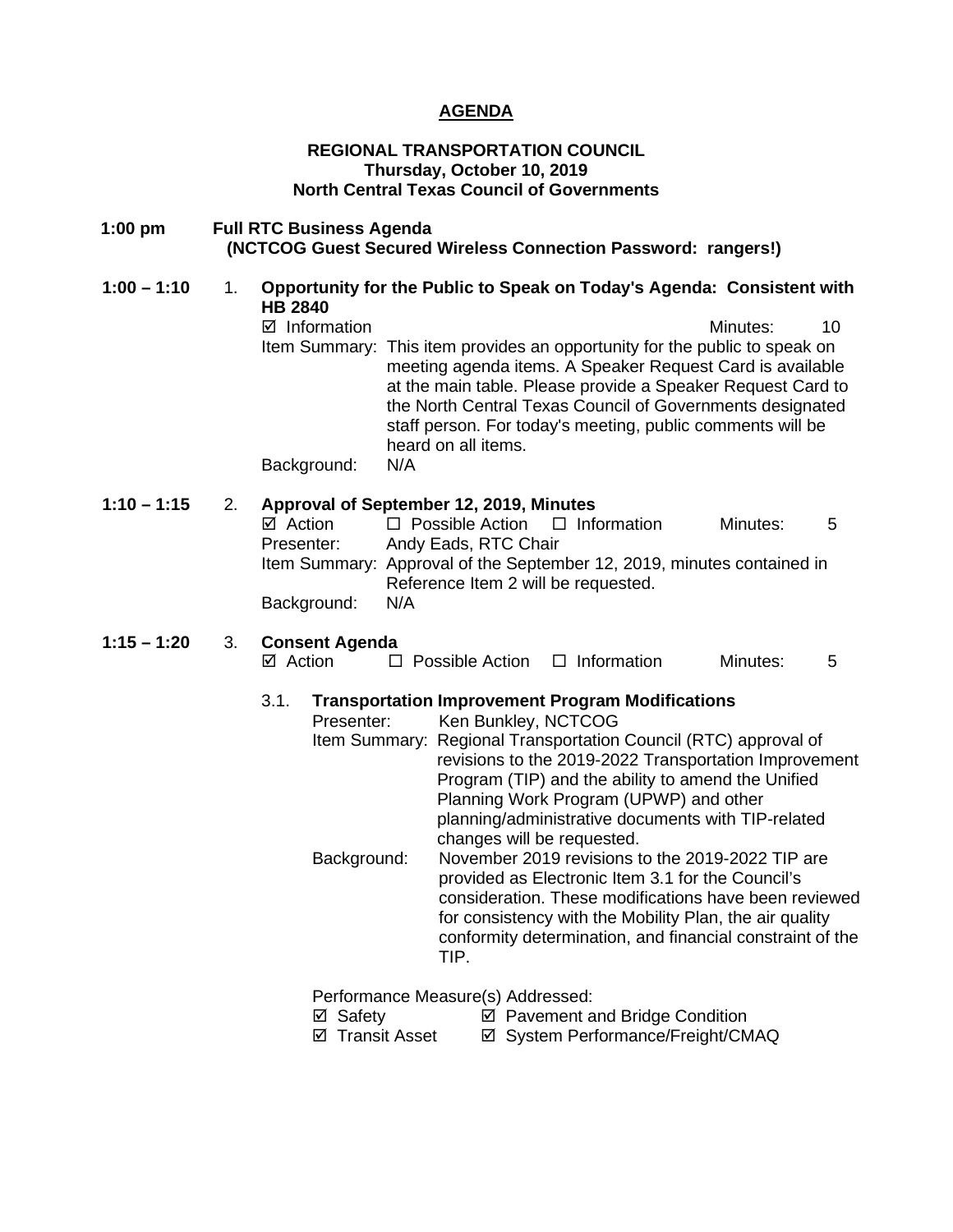# AGENDA

**REGIONAL TRANSPORTATION COUNCIL**
**Thursday, October 10, 2019**
**North Central Texas Council of Governments**

**1:00 pm** **Full RTC Business Agenda**
**(NCTCOG Guest Secured Wireless Connection Password: rangers!)**

**1:00 – 1:10** 1. **Opportunity for the Public to Speak on Today's Agenda: Consistent with HB 2840**

☑ Information Minutes: 10

Item Summary: This item provides an opportunity for the public to speak on meeting agenda items. A Speaker Request Card is available at the main table. Please provide a Speaker Request Card to the North Central Texas Council of Governments designated staff person. For today's meeting, public comments will be heard on all items.

Background: N/A

**1:10 – 1:15** 2. **Approval of September 12, 2019, Minutes**

☑ Action ☐ Possible Action ☐ Information Minutes: 5

Presenter: Andy Eads, RTC Chair

Item Summary: Approval of the September 12, 2019, minutes contained in Reference Item 2 will be requested.

Background: N/A

**1:15 – 1:20** 3. **Consent Agenda**

☑ Action ☐ Possible Action ☐ Information Minutes: 5

3.1. **Transportation Improvement Program Modifications**

Presenter: Ken Bunkley, NCTCOG

Item Summary: Regional Transportation Council (RTC) approval of revisions to the 2019-2022 Transportation Improvement Program (TIP) and the ability to amend the Unified Planning Work Program (UPWP) and other planning/administrative documents with TIP-related changes will be requested.

Background: November 2019 revisions to the 2019-2022 TIP are provided as Electronic Item 3.1 for the Council's consideration. These modifications have been reviewed for consistency with the Mobility Plan, the air quality conformity determination, and financial constraint of the TIP.

Performance Measure(s) Addressed:

☑ Safety ☑ Pavement and Bridge Condition
☑ Transit Asset ☑ System Performance/Freight/CMAQ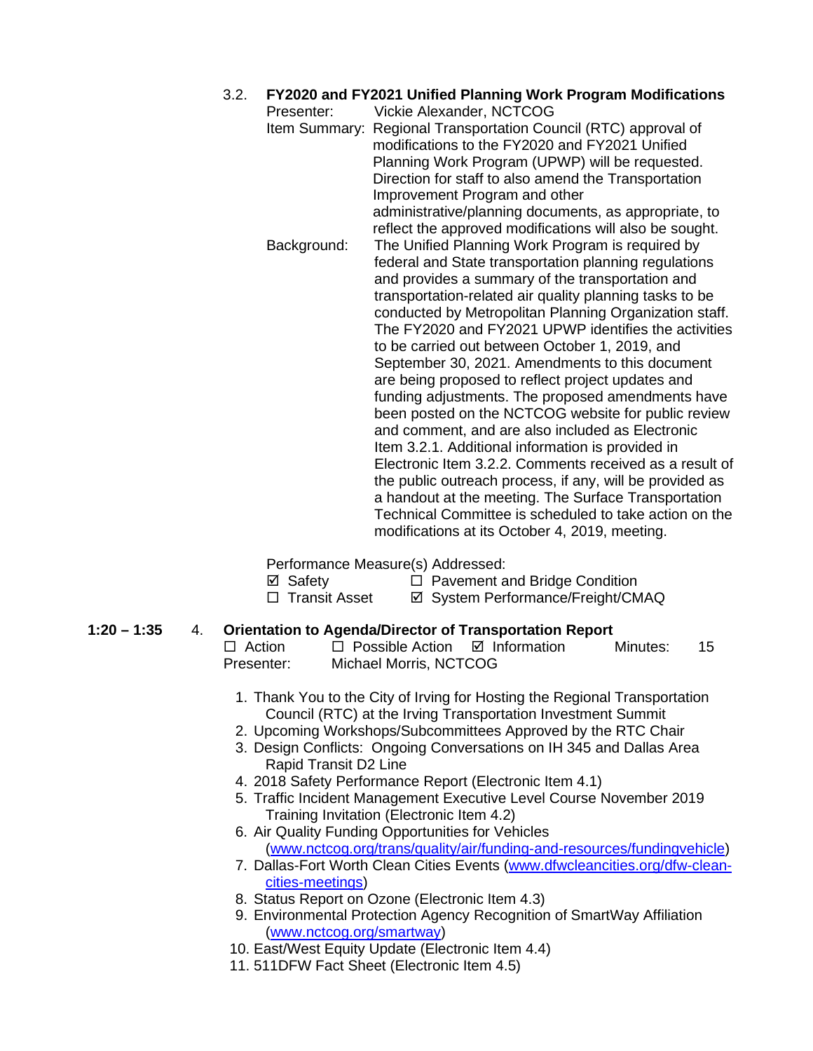3.2. **FY2020 and FY2021 Unified Planning Work Program Modifications**

Presenter: Vickie Alexander, NCTCOG

Item Summary: Regional Transportation Council (RTC) approval of modifications to the FY2020 and FY2021 Unified Planning Work Program (UPWP) will be requested. Direction for staff to also amend the Transportation Improvement Program and other administrative/planning documents, as appropriate, to reflect the approved modifications will also be sought.

Background: The Unified Planning Work Program is required by federal and State transportation planning regulations and provides a summary of the transportation and transportation-related air quality planning tasks to be conducted by Metropolitan Planning Organization staff. The FY2020 and FY2021 UPWP identifies the activities to be carried out between October 1, 2019, and September 30, 2021. Amendments to this document are being proposed to reflect project updates and funding adjustments. The proposed amendments have been posted on the NCTCOG website for public review and comment, and are also included as Electronic Item 3.2.1. Additional information is provided in Electronic Item 3.2.2. Comments received as a result of the public outreach process, if any, will be provided as a handout at the meeting. The Surface Transportation Technical Committee is scheduled to take action on the modifications at its October 4, 2019, meeting.

Performance Measure(s) Addressed:

☑ Safety ☐ Pavement and Bridge Condition
☐ Transit Asset ☑ System Performance/Freight/CMAQ

**1:20 – 1:35** 4. **Orientation to Agenda/Director of Transportation Report**

☐ Action ☐ Possible Action ☑ Information Minutes: 15

Presenter: Michael Morris, NCTCOG

1. Thank You to the City of Irving for Hosting the Regional Transportation Council (RTC) at the Irving Transportation Investment Summit
2. Upcoming Workshops/Subcommittees Approved by the RTC Chair
3. Design Conflicts: Ongoing Conversations on IH 345 and Dallas Area Rapid Transit D2 Line
4. 2018 Safety Performance Report (Electronic Item 4.1)
5. Traffic Incident Management Executive Level Course November 2019 Training Invitation (Electronic Item 4.2)
6. Air Quality Funding Opportunities for Vehicles (www.nctcog.org/trans/quality/air/funding-and-resources/fundingvehicle)
7. Dallas-Fort Worth Clean Cities Events (www.dfwcleancities.org/dfw-clean-cities-meetings)
8. Status Report on Ozone (Electronic Item 4.3)
9. Environmental Protection Agency Recognition of SmartWay Affiliation (www.nctcog.org/smartway)
10. East/West Equity Update (Electronic Item 4.4)
11. 511DFW Fact Sheet (Electronic Item 4.5)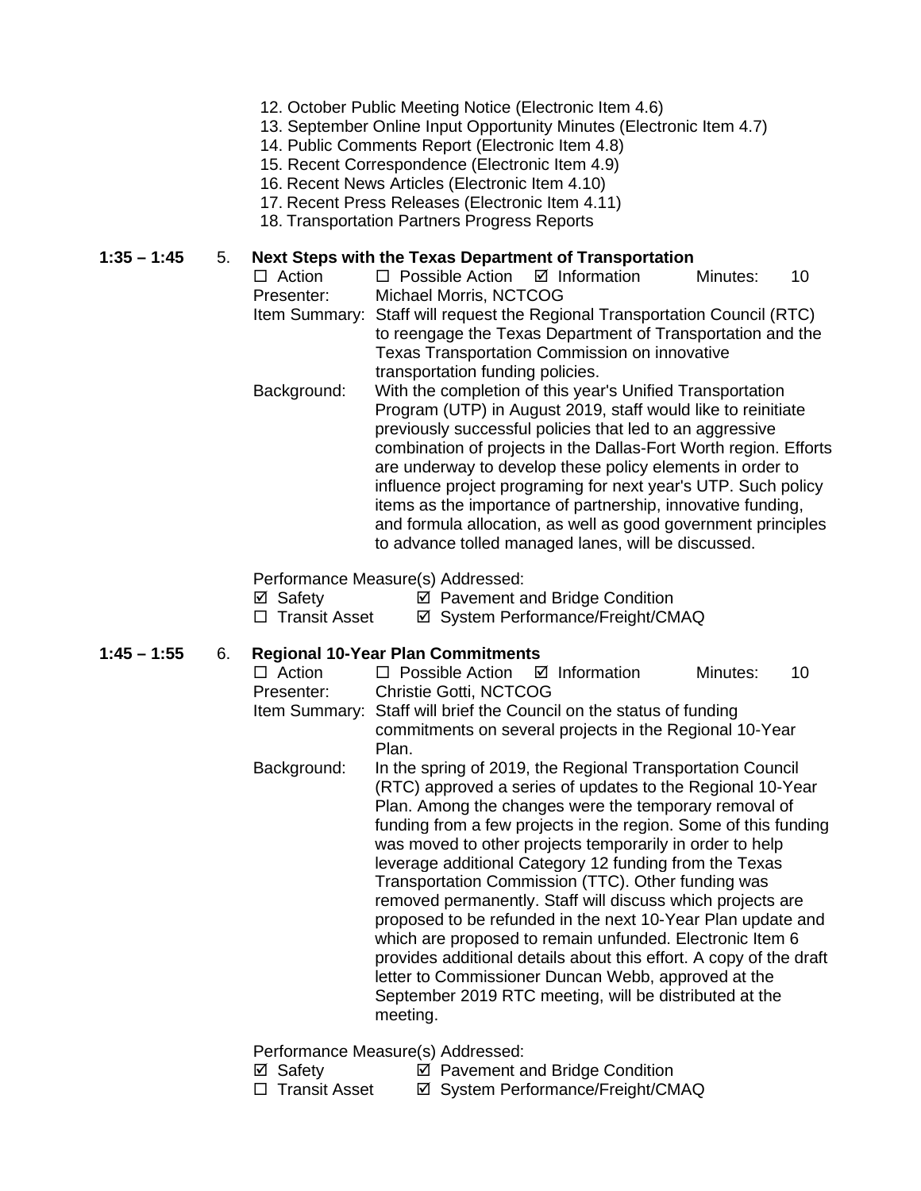12. October Public Meeting Notice (Electronic Item 4.6)
13. September Online Input Opportunity Minutes (Electronic Item 4.7)
14. Public Comments Report (Electronic Item 4.8)
15. Recent Correspondence (Electronic Item 4.9)
16. Recent News Articles (Electronic Item 4.10)
17. Recent Press Releases (Electronic Item 4.11)
18. Transportation Partners Progress Reports

**1:35 – 1:45** 5. **Next Steps with the Texas Department of Transportation**

☐ Action ☐ Possible Action ☑ Information Minutes: 10

Presenter: Michael Morris, NCTCOG

Item Summary: Staff will request the Regional Transportation Council (RTC) to reengage the Texas Department of Transportation and the Texas Transportation Commission on innovative transportation funding policies.

Background: With the completion of this year's Unified Transportation Program (UTP) in August 2019, staff would like to reinitiate previously successful policies that led to an aggressive combination of projects in the Dallas-Fort Worth region. Efforts are underway to develop these policy elements in order to influence project programing for next year's UTP. Such policy items as the importance of partnership, innovative funding, and formula allocation, as well as good government principles to advance tolled managed lanes, will be discussed.

Performance Measure(s) Addressed:

☑ Safety ☑ Pavement and Bridge Condition
☐ Transit Asset ☑ System Performance/Freight/CMAQ

**1:45 – 1:55** 6. **Regional 10-Year Plan Commitments**

☐ Action ☐ Possible Action ☑ Information Minutes: 10

Presenter: Christie Gotti, NCTCOG

Item Summary: Staff will brief the Council on the status of funding commitments on several projects in the Regional 10-Year Plan.

Background: In the spring of 2019, the Regional Transportation Council (RTC) approved a series of updates to the Regional 10-Year Plan. Among the changes were the temporary removal of funding from a few projects in the region. Some of this funding was moved to other projects temporarily in order to help leverage additional Category 12 funding from the Texas Transportation Commission (TTC). Other funding was removed permanently. Staff will discuss which projects are proposed to be refunded in the next 10-Year Plan update and which are proposed to remain unfunded. Electronic Item 6 provides additional details about this effort. A copy of the draft letter to Commissioner Duncan Webb, approved at the September 2019 RTC meeting, will be distributed at the meeting.

Performance Measure(s) Addressed:

☑ Safety ☑ Pavement and Bridge Condition
☐ Transit Asset ☑ System Performance/Freight/CMAQ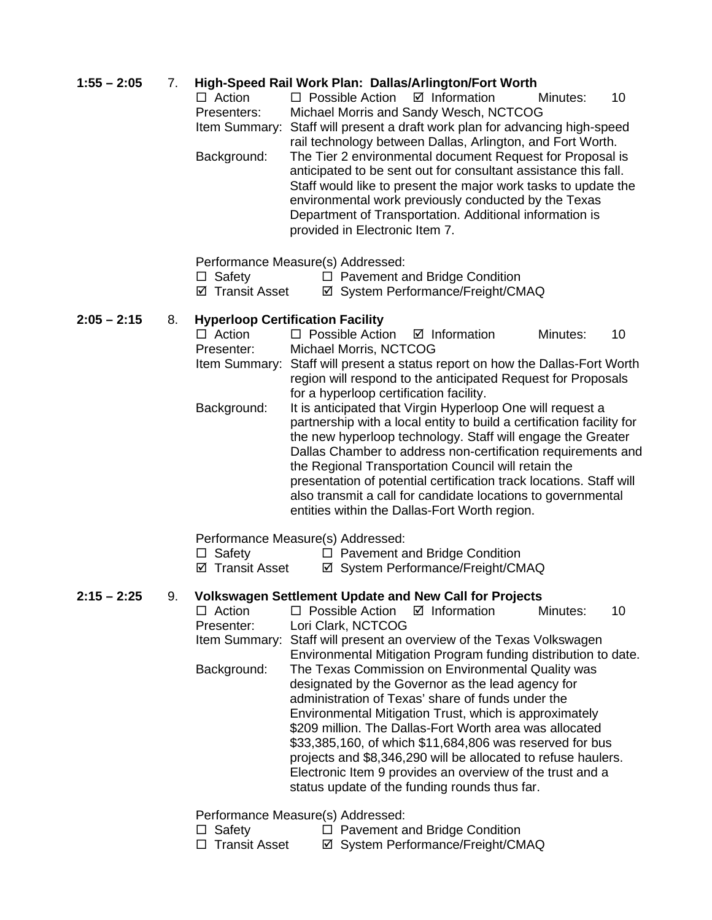**1:55 – 2:05** 7. **High-Speed Rail Work Plan: Dallas/Arlington/Fort Worth**

☐ Action ☐ Possible Action ☑ Information Minutes: 10

Presenters: Michael Morris and Sandy Wesch, NCTCOG

Item Summary: Staff will present a draft work plan for advancing high-speed rail technology between Dallas, Arlington, and Fort Worth.

Background: The Tier 2 environmental document Request for Proposal is anticipated to be sent out for consultant assistance this fall. Staff would like to present the major work tasks to update the environmental work previously conducted by the Texas Department of Transportation. Additional information is provided in Electronic Item 7.

Performance Measure(s) Addressed:

☐ Safety ☐ Pavement and Bridge Condition

☑ Transit Asset ☑ System Performance/Freight/CMAQ

**2:05 – 2:15** 8. **Hyperloop Certification Facility**

☐ Action ☐ Possible Action ☑ Information Minutes: 10

Presenter: Michael Morris, NCTCOG

Item Summary: Staff will present a status report on how the Dallas-Fort Worth region will respond to the anticipated Request for Proposals for a hyperloop certification facility.

Background: It is anticipated that Virgin Hyperloop One will request a partnership with a local entity to build a certification facility for the new hyperloop technology. Staff will engage the Greater Dallas Chamber to address non-certification requirements and the Regional Transportation Council will retain the presentation of potential certification track locations. Staff will also transmit a call for candidate locations to governmental entities within the Dallas-Fort Worth region.

Performance Measure(s) Addressed:

☐ Safety ☐ Pavement and Bridge Condition

☑ Transit Asset ☑ System Performance/Freight/CMAQ

**2:15 – 2:25** 9. **Volkswagen Settlement Update and New Call for Projects**

☐ Action ☐ Possible Action ☑ Information Minutes: 10

Presenter: Lori Clark, NCTCOG

Item Summary: Staff will present an overview of the Texas Volkswagen Environmental Mitigation Program funding distribution to date.

Background: The Texas Commission on Environmental Quality was designated by the Governor as the lead agency for administration of Texas' share of funds under the Environmental Mitigation Trust, which is approximately $209 million. The Dallas-Fort Worth area was allocated $33,385,160, of which $11,684,806 was reserved for bus projects and $8,346,290 will be allocated to refuse haulers. Electronic Item 9 provides an overview of the trust and a status update of the funding rounds thus far.

Performance Measure(s) Addressed:

☐ Safety ☐ Pavement and Bridge Condition

☐ Transit Asset ☑ System Performance/Freight/CMAQ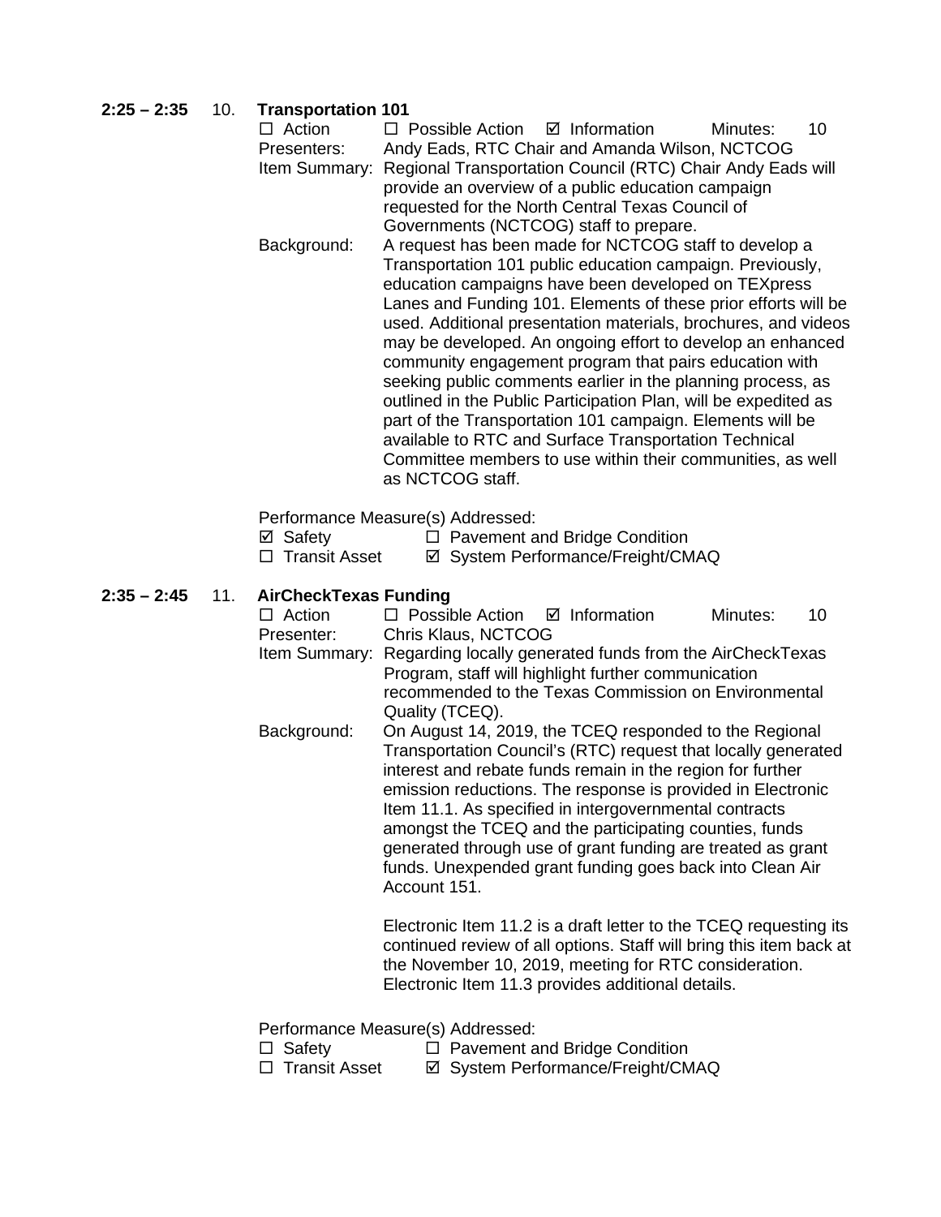**2:25 – 2:35** 10. **Transportation 101**

☐ Action ☐ Possible Action ☑ Information Minutes: 10

Presenters: Andy Eads, RTC Chair and Amanda Wilson, NCTCOG

Item Summary: Regional Transportation Council (RTC) Chair Andy Eads will provide an overview of a public education campaign requested for the North Central Texas Council of Governments (NCTCOG) staff to prepare.

Background: A request has been made for NCTCOG staff to develop a Transportation 101 public education campaign. Previously, education campaigns have been developed on TEXpress Lanes and Funding 101. Elements of these prior efforts will be used. Additional presentation materials, brochures, and videos may be developed. An ongoing effort to develop an enhanced community engagement program that pairs education with seeking public comments earlier in the planning process, as outlined in the Public Participation Plan, will be expedited as part of the Transportation 101 campaign. Elements will be available to RTC and Surface Transportation Technical Committee members to use within their communities, as well as NCTCOG staff.

Performance Measure(s) Addressed:

☑ Safety ☐ Pavement and Bridge Condition

☐ Transit Asset ☑ System Performance/Freight/CMAQ

**2:35 – 2:45** 11. **AirCheckTexas Funding**

☐ Action ☐ Possible Action ☑ Information Minutes: 10

Presenter: Chris Klaus, NCTCOG

Item Summary: Regarding locally generated funds from the AirCheckTexas Program, staff will highlight further communication recommended to the Texas Commission on Environmental Quality (TCEQ).

Background: On August 14, 2019, the TCEQ responded to the Regional Transportation Council's (RTC) request that locally generated interest and rebate funds remain in the region for further emission reductions. The response is provided in Electronic Item 11.1. As specified in intergovernmental contracts amongst the TCEQ and the participating counties, funds generated through use of grant funding are treated as grant funds. Unexpended grant funding goes back into Clean Air Account 151.

Electronic Item 11.2 is a draft letter to the TCEQ requesting its continued review of all options. Staff will bring this item back at the November 10, 2019, meeting for RTC consideration. Electronic Item 11.3 provides additional details.

Performance Measure(s) Addressed:

☐ Safety ☐ Pavement and Bridge Condition

☐ Transit Asset ☑ System Performance/Freight/CMAQ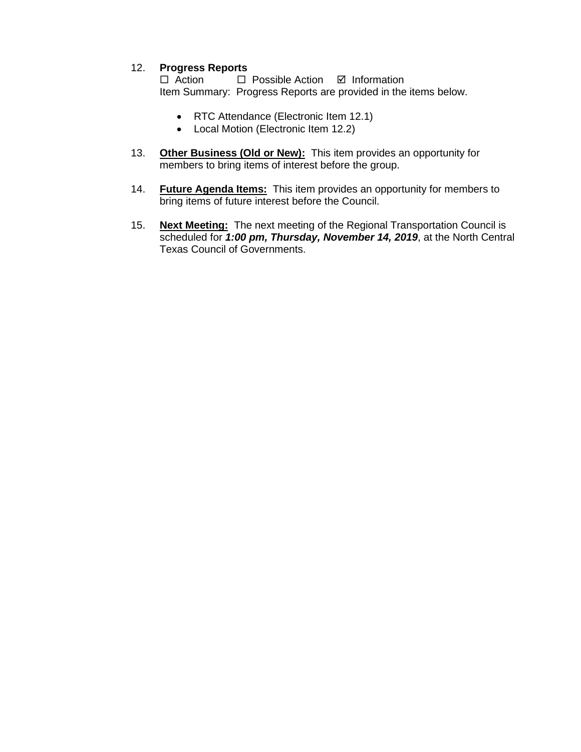12. **Progress Reports**
    ☐ Action ☐ Possible Action ☑ Information
    Item Summary: Progress Reports are provided in the items below.

    - RTC Attendance (Electronic Item 12.1)
    - Local Motion (Electronic Item 12.2)

13. **Other Business (Old or New):** This item provides an opportunity for members to bring items of interest before the group.

14. **Future Agenda Items:** This item provides an opportunity for members to bring items of future interest before the Council.

15. **Next Meeting:** The next meeting of the Regional Transportation Council is scheduled for ***1:00 pm, Thursday, November 14, 2019***, at the North Central Texas Council of Governments.